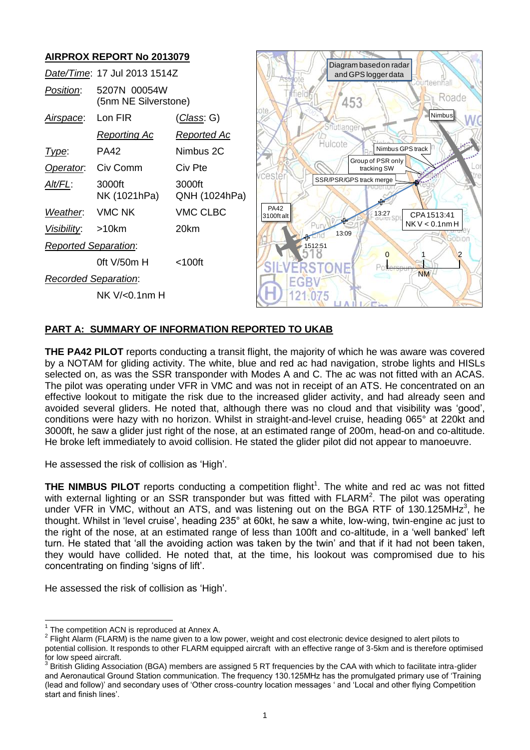## AIRPROX REPORT No 2013079

| | | |
|---|---|---|
| *Date/Time*: | 17 Jul 2013 1514Z | |
| *Position*: | 5207N 00054W (5nm NE Silverstone) | |
| *Airspace*: | Lon FIR | (*Class*: G) |
| | *Reporting Ac* | *Reported Ac* |
| *Type*: | PA42 | Nimbus 2C |
| *Operator*: | Civ Comm | Civ Pte |
| *Alt/FL*: | 3000ft NK (1021hPa) | 3000ft QNH (1024hPa) |
| *Weather*: | VMC NK | VMC CLBC |
| *Visibility*: | >10km | 20km |
| *Reported Separation*: | | |
| | 0ft V/50m H | <100ft |
| *Recorded Separation*: | | |
| | NK V/<0.1nm H | |

Diagram based on radar and GPS logger data

### PART A: SUMMARY OF INFORMATION REPORTED TO UKAB

**THE PA42 PILOT** reports conducting a transit flight, the majority of which he was aware was covered by a NOTAM for gliding activity. The white, blue and red ac had navigation, strobe lights and HISLs selected on, as was the SSR transponder with Modes A and C. The ac was not fitted with an ACAS. The pilot was operating under VFR in VMC and was not in receipt of an ATS. He concentrated on an effective lookout to mitigate the risk due to the increased glider activity, and had already seen and avoided several gliders. He noted that, although there was no cloud and that visibility was 'good', conditions were hazy with no horizon. Whilst in straight-and-level cruise, heading 065° at 220kt and 3000ft, he saw a glider just right of the nose, at an estimated range of 200m, head-on and co-altitude. He broke left immediately to avoid collision. He stated the glider pilot did not appear to manoeuvre.

He assessed the risk of collision as 'High'.

**THE NIMBUS PILOT** reports conducting a competition flight[1]. The white and red ac was not fitted with external lighting or an SSR transponder but was fitted with FLARM[2]. The pilot was operating under VFR in VMC, without an ATS, and was listening out on the BGA RTF of 130.125MHz[3], he thought. Whilst in 'level cruise', heading 235° at 60kt, he saw a white, low-wing, twin-engine ac just to the right of the nose, at an estimated range of less than 100ft and co-altitude, in a 'well banked' left turn. He stated that 'all the avoiding action was taken by the twin' and that if it had not been taken, they would have collided. He noted that, at the time, his lookout was compromised due to his concentrating on finding 'signs of lift'.

He assessed the risk of collision as 'High'.

---

[1] The competition ACN is reproduced at Annex A.

[2] Flight Alarm (FLARM) is the name given to a low power, weight and cost electronic device designed to alert pilots to potential collision. It responds to other FLARM equipped aircraft with an effective range of 3-5km and is therefore optimised for low speed aircraft.

[3] British Gliding Association (BGA) members are assigned 5 RT frequencies by the CAA with which to facilitate intra-glider and Aeronautical Ground Station communication. The frequency 130.125MHz has the promulgated primary use of 'Training (lead and follow)' and secondary uses of 'Other cross-country location messages ' and 'Local and other flying Competition start and finish lines'.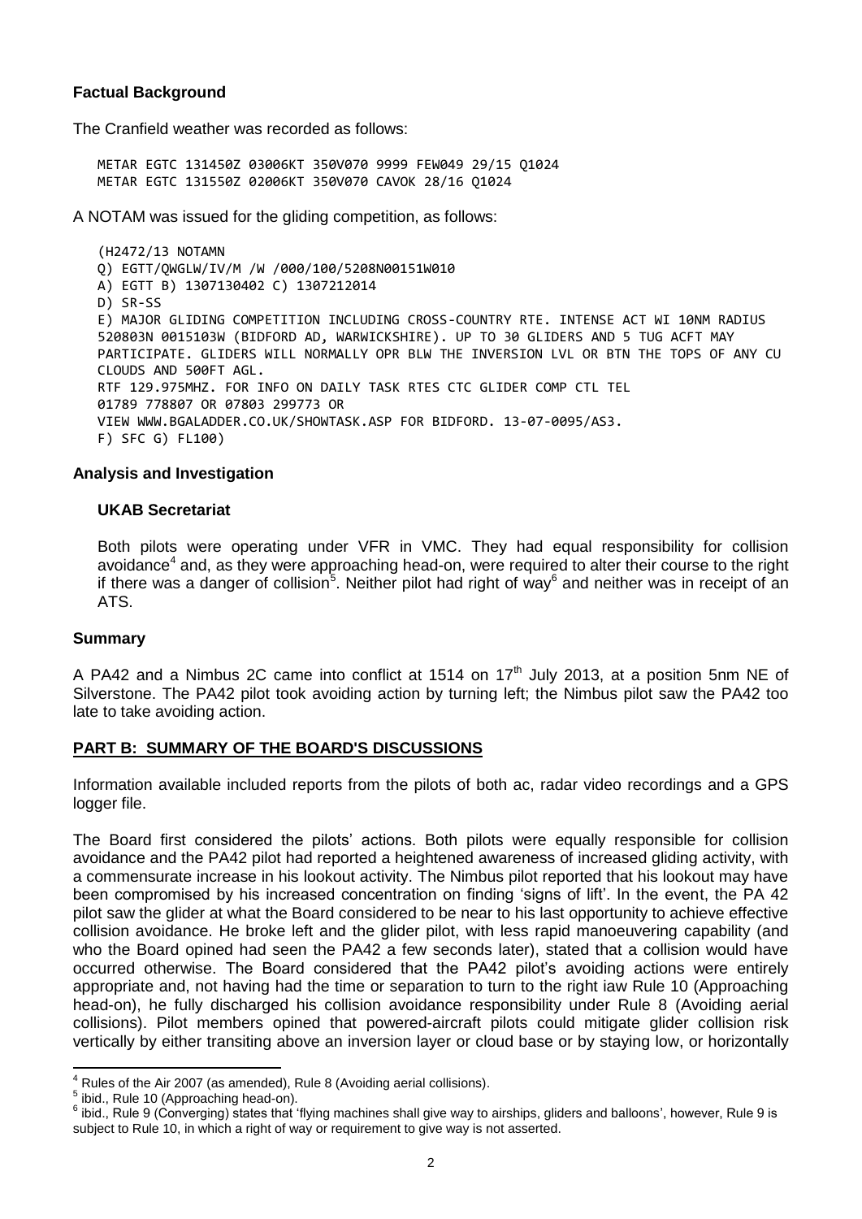**Factual Background**

The Cranfield weather was recorded as follows:

```
METAR EGTC 131450Z 03006KT 350V070 9999 FEW049 29/15 Q1024
METAR EGTC 131550Z 02006KT 350V070 CAVOK 28/16 Q1024
```

A NOTAM was issued for the gliding competition, as follows:

```
(H2472/13 NOTAMN
Q) EGTT/QWGLW/IV/M /W /000/100/5208N00151W010
A) EGTT B) 1307130402 C) 1307212014
D) SR-SS
E) MAJOR GLIDING COMPETITION INCLUDING CROSS-COUNTRY RTE. INTENSE ACT WI 10NM RADIUS
520803N 0015103W (BIDFORD AD, WARWICKSHIRE). UP TO 30 GLIDERS AND 5 TUG ACFT MAY
PARTICIPATE. GLIDERS WILL NORMALLY OPR BLW THE INVERSION LVL OR BTN THE TOPS OF ANY CU
CLOUDS AND 500FT AGL.
RTF 129.975MHZ. FOR INFO ON DAILY TASK RTES CTC GLIDER COMP CTL TEL
01789 778807 OR 07803 299773 OR
VIEW WWW.BGALADDER.CO.UK/SHOWTASK.ASP FOR BIDFORD. 13-07-0095/AS3.
F) SFC G) FL100)
```

**Analysis and Investigation**

**UKAB Secretariat**

Both pilots were operating under VFR in VMC. They had equal responsibility for collision avoidance[4] and, as they were approaching head-on, were required to alter their course to the right if there was a danger of collision[5]. Neither pilot had right of way[6] and neither was in receipt of an ATS.

**Summary**

A PA42 and a Nimbus 2C came into conflict at 1514 on 17th July 2013, at a position 5nm NE of Silverstone. The PA42 pilot took avoiding action by turning left; the Nimbus pilot saw the PA42 too late to take avoiding action.

**PART B: SUMMARY OF THE BOARD'S DISCUSSIONS**

Information available included reports from the pilots of both ac, radar video recordings and a GPS logger file.

The Board first considered the pilots' actions. Both pilots were equally responsible for collision avoidance and the PA42 pilot had reported a heightened awareness of increased gliding activity, with a commensurate increase in his lookout activity. The Nimbus pilot reported that his lookout may have been compromised by his increased concentration on finding 'signs of lift'. In the event, the PA 42 pilot saw the glider at what the Board considered to be near to his last opportunity to achieve effective collision avoidance. He broke left and the glider pilot, with less rapid manoeuvering capability (and who the Board opined had seen the PA42 a few seconds later), stated that a collision would have occurred otherwise. The Board considered that the PA42 pilot's avoiding actions were entirely appropriate and, not having had the time or separation to turn to the right iaw Rule 10 (Approaching head-on), he fully discharged his collision avoidance responsibility under Rule 8 (Avoiding aerial collisions). Pilot members opined that powered-aircraft pilots could mitigate glider collision risk vertically by either transiting above an inversion layer or cloud base or by staying low, or horizontally

---

[4] Rules of the Air 2007 (as amended), Rule 8 (Avoiding aerial collisions).

[5] ibid., Rule 10 (Approaching head-on).

[6] ibid., Rule 9 (Converging) states that 'flying machines shall give way to airships, gliders and balloons', however, Rule 9 is subject to Rule 10, in which a right of way or requirement to give way is not asserted.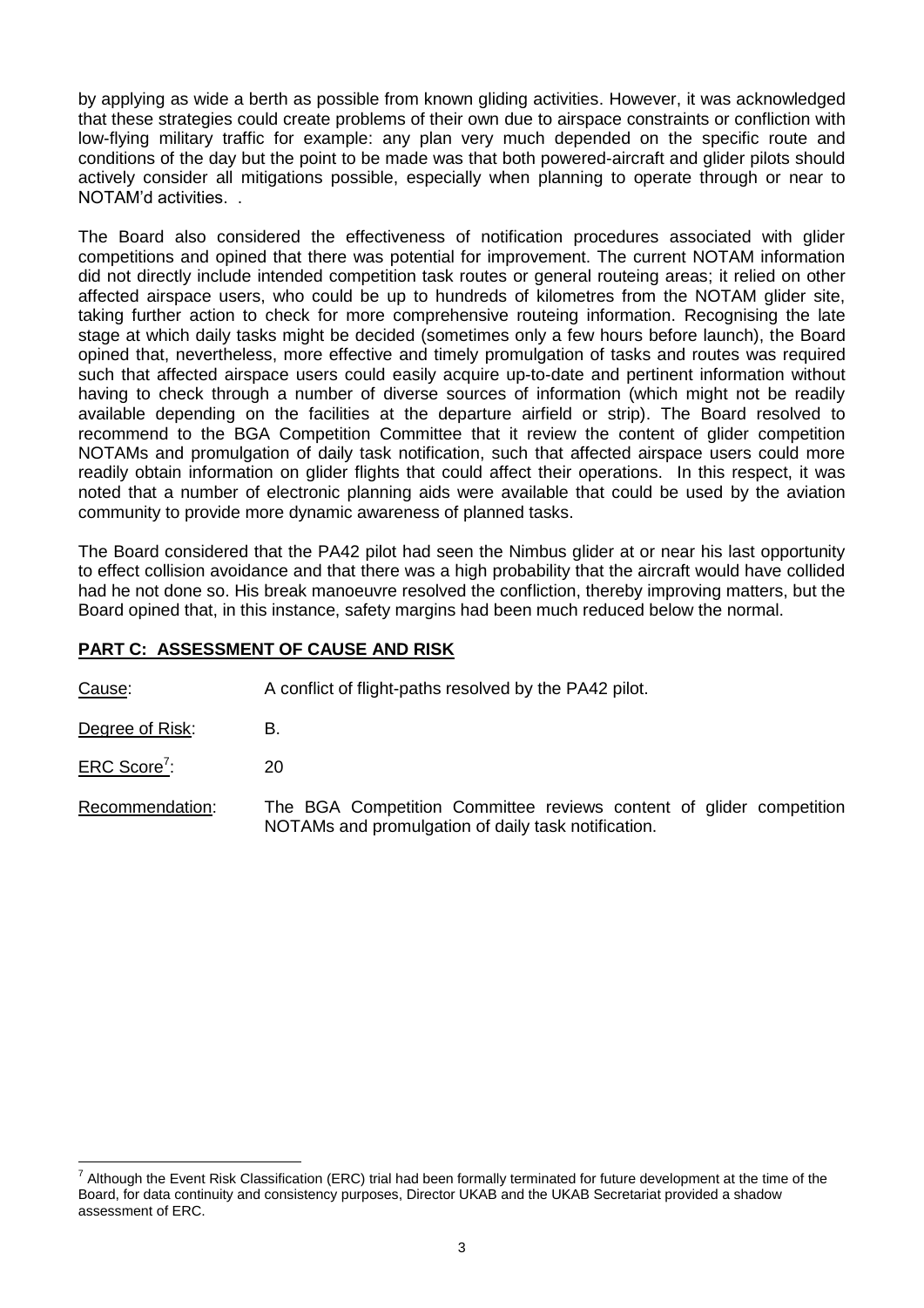by applying as wide a berth as possible from known gliding activities. However, it was acknowledged that these strategies could create problems of their own due to airspace constraints or confliction with low-flying military traffic for example: any plan very much depended on the specific route and conditions of the day but the point to be made was that both powered-aircraft and glider pilots should actively consider all mitigations possible, especially when planning to operate through or near to NOTAM'd activities. .

The Board also considered the effectiveness of notification procedures associated with glider competitions and opined that there was potential for improvement. The current NOTAM information did not directly include intended competition task routes or general routeing areas; it relied on other affected airspace users, who could be up to hundreds of kilometres from the NOTAM glider site, taking further action to check for more comprehensive routeing information. Recognising the late stage at which daily tasks might be decided (sometimes only a few hours before launch), the Board opined that, nevertheless, more effective and timely promulgation of tasks and routes was required such that affected airspace users could easily acquire up-to-date and pertinent information without having to check through a number of diverse sources of information (which might not be readily available depending on the facilities at the departure airfield or strip). The Board resolved to recommend to the BGA Competition Committee that it review the content of glider competition NOTAMs and promulgation of daily task notification, such that affected airspace users could more readily obtain information on glider flights that could affect their operations. In this respect, it was noted that a number of electronic planning aids were available that could be used by the aviation community to provide more dynamic awareness of planned tasks.

The Board considered that the PA42 pilot had seen the Nimbus glider at or near his last opportunity to effect collision avoidance and that there was a high probability that the aircraft would have collided had he not done so. His break manoeuvre resolved the confliction, thereby improving matters, but the Board opined that, in this instance, safety margins had been much reduced below the normal.

## PART C: ASSESSMENT OF CAUSE AND RISK

Cause: A conflict of flight-paths resolved by the PA42 pilot.

Degree of Risk: B.

ERC Score[7]: 20

Recommendation: The BGA Competition Committee reviews content of glider competition NOTAMs and promulgation of daily task notification.

[7] Although the Event Risk Classification (ERC) trial had been formally terminated for future development at the time of the Board, for data continuity and consistency purposes, Director UKAB and the UKAB Secretariat provided a shadow assessment of ERC.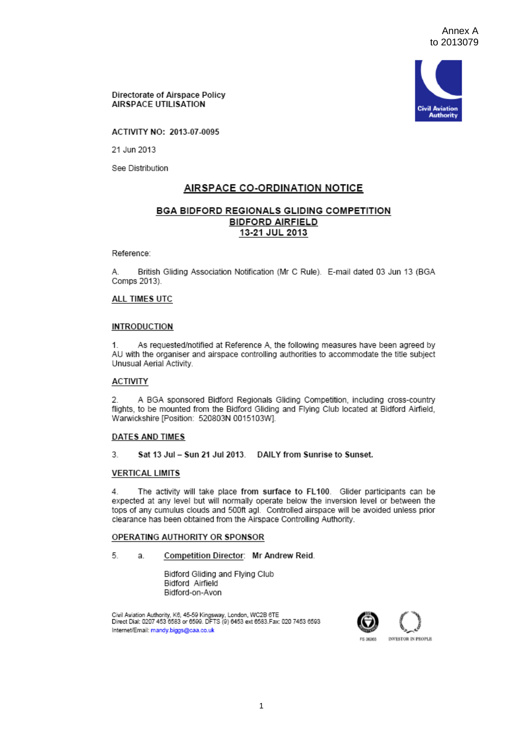Annex A
to 2013079

Directorate of Airspace Policy
**AIRSPACE UTILISATION**

**ACTIVITY NO: 2013-07-0095**

21 Jun 2013

See Distribution

## AIRSPACE CO-ORDINATION NOTICE

### BGA BIDFORD REGIONALS GLIDING COMPETITION
### BIDFORD AIRFIELD
### 13-21 JUL 2013

Reference:

A. British Gliding Association Notification (Mr C Rule). E-mail dated 03 Jun 13 (BGA Comps 2013).

**ALL TIMES UTC**

**INTRODUCTION**

1. As requested/notified at Reference A, the following measures have been agreed by AU with the organiser and airspace controlling authorities to accommodate the title subject Unusual Aerial Activity.

**ACTIVITY**

2. A BGA sponsored Bidford Regionals Gliding Competition, including cross-country flights, to be mounted from the Bidford Gliding and Flying Club located at Bidford Airfield, Warwickshire [Position: 520803N 0015103W].

**DATES AND TIMES**

3. **Sat 13 Jul – Sun 21 Jul 2013. DAILY from Sunrise to Sunset.**

**VERTICAL LIMITS**

4. The activity will take place **from surface to FL100**. Glider participants can be expected at any level but will normally operate below the inversion level or between the tops of any cumulus clouds and 500ft agl. Controlled airspace will be avoided unless prior clearance has been obtained from the Airspace Controlling Authority.

**OPERATING AUTHORITY OR SPONSOR**

5. a. Competition Director: **Mr Andrew Reid.**

Bidford Gliding and Flying Club
Bidford Airfield
Bidford-on-Avon

Civil Aviation Authority, K6, 45-59 Kingsway, London, WC2B 6TE
Direct Dial: 0207 453 6583 or 6599. DFTS (9) 6453 ext 6583.Fax: 020 7453 6593
Internet/Email: mandy.biggs@caa.co.uk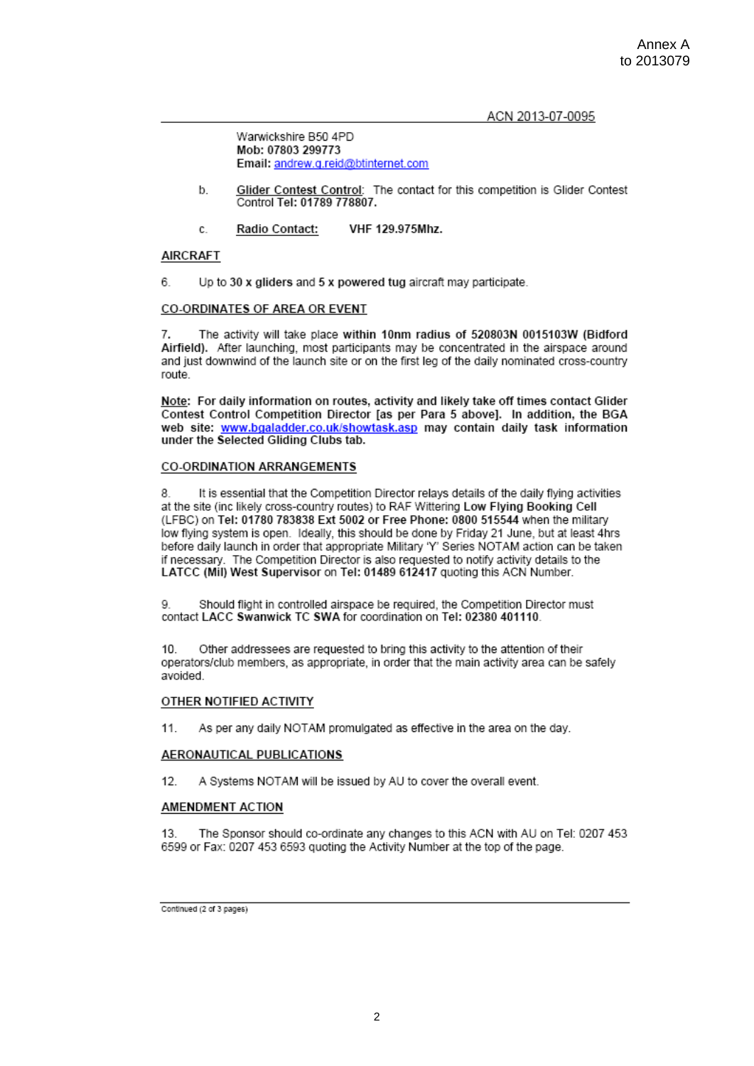Annex A
to 2013079

ACN 2013-07-0095

Warwickshire B50 4PD
**Mob: 07803 299773**
**Email:** andrew.g.reid@btinternet.com

b. Glider Contest Control: The contact for this competition is Glider Contest Control **Tel: 01789 778807.**

c. **Radio Contact:** **VHF 129.975Mhz.**

## AIRCRAFT

6. Up to **30 x gliders** and **5 x powered tug** aircraft may participate.

## CO-ORDINATES OF AREA OR EVENT

7. The activity will take place **within 10nm radius of 520803N 0015103W (Bidford Airfield).** After launching, most participants may be concentrated in the airspace around and just downwind of the launch site or on the first leg of the daily nominated cross-country route.

**Note: For daily information on routes, activity and likely take off times contact Glider Contest Control Competition Director [as per Para 5 above]. In addition, the BGA web site: www.bgaladder.co.uk/showtask.asp may contain daily task information under the Selected Gliding Clubs tab.**

## CO-ORDINATION ARRANGEMENTS

8. It is essential that the Competition Director relays details of the daily flying activities at the site (inc likely cross-country routes) to RAF Wittering **Low Flying Booking Cell** (LFBC) on **Tel: 01780 783838 Ext 5002 or Free Phone: 0800 515544** when the military low flying system is open. Ideally, this should be done by Friday 21 June, but at least 4hrs before daily launch in order that appropriate Military 'Y' Series NOTAM action can be taken if necessary. The Competition Director is also requested to notify activity details to the **LATCC (Mil) West Supervisor** on **Tel: 01489 612417** quoting this ACN Number.

9. Should flight in controlled airspace be required, the Competition Director must contact **LACC Swanwick TC SWA** for coordination on **Tel: 02380 401110**.

10. Other addressees are requested to bring this activity to the attention of their operators/club members, as appropriate, in order that the main activity area can be safely avoided.

## OTHER NOTIFIED ACTIVITY

11. As per any daily NOTAM promulgated as effective in the area on the day.

## AERONAUTICAL PUBLICATIONS

12. A Systems NOTAM will be issued by AU to cover the overall event.

## AMENDMENT ACTION

13. The Sponsor should co-ordinate any changes to this ACN with AU on Tel: 0207 453 6599 or Fax: 0207 453 6593 quoting the Activity Number at the top of the page.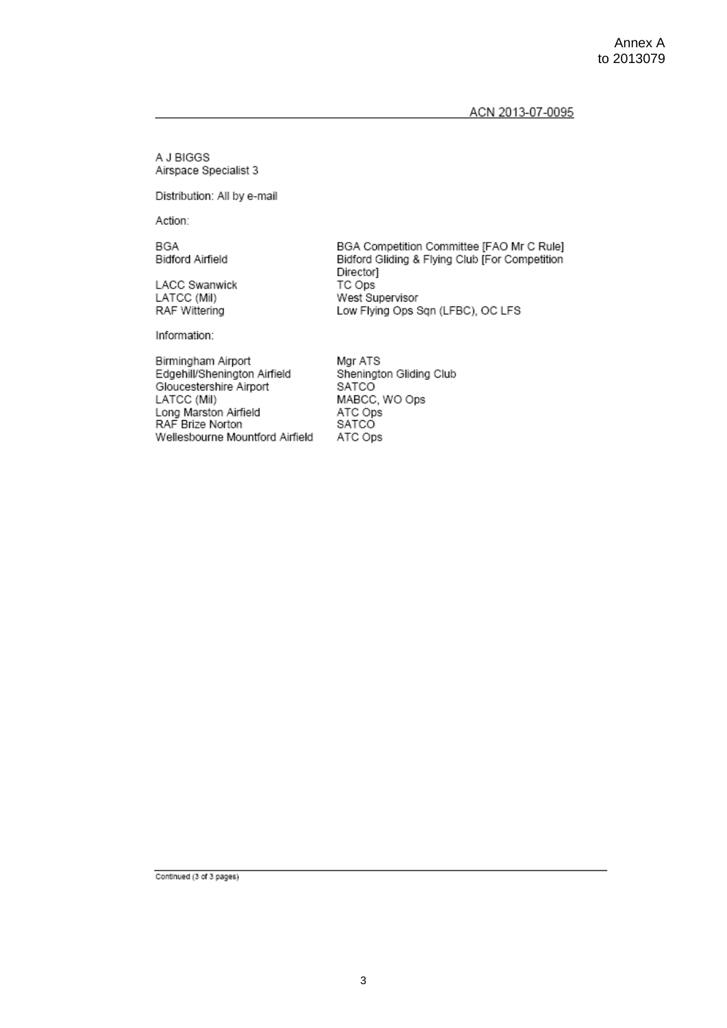Annex A
to 2013079

ACN 2013-07-0095

A J BIGGS
Airspace Specialist 3

Distribution: All by e-mail

Action:

| | |
|---|---|
| BGA | BGA Competition Committee [FAO Mr C Rule] |
| Bidford Airfield | Bidford Gliding & Flying Club [For Competition Director] |
| LACC Swanwick | TC Ops |
| LATCC (Mil) | West Supervisor |
| RAF Wittering | Low Flying Ops Sqn (LFBC), OC LFS |

Information:

| | |
|---|---|
| Birmingham Airport | Mgr ATS |
| Edgehill/Shenington Airfield | Shenington Gliding Club |
| Gloucestershire Airport | SATCO |
| LATCC (Mil) | MABCC, WO Ops |
| Long Marston Airfield | ATC Ops |
| RAF Brize Norton | SATCO |
| Wellesbourne Mountford Airfield | ATC Ops |